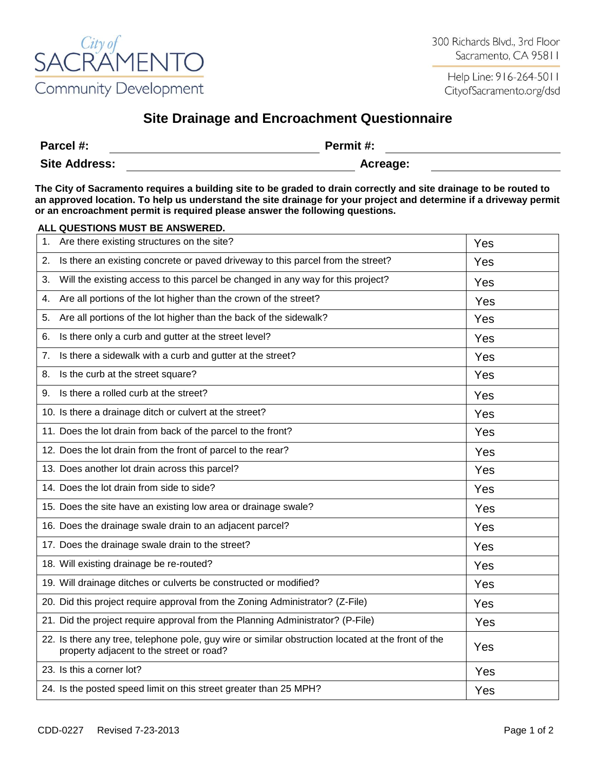City of SACRAMENTO
Community Development

300 Richards Blvd., 3rd Floor
Sacramento, CA 95811

Help Line: 916-264-5011
CityofSacramento.org/dsd

# Site Drainage and Encroachment Questionnaire

**Parcel #:** ______________________ **Permit #:** ______________________

**Site Address:** ______________________ **Acreage:** ______________________

**The City of Sacramento requires a building site to be graded to drain correctly and site drainage to be routed to an approved location. To help us understand the site drainage for your project and determine if a driveway permit or an encroachment permit is required please answer the following questions.**

**ALL QUESTIONS MUST BE ANSWERED.**

| Question | Answer |
|---|---|
| 1. Are there existing structures on the site? | Yes |
| 2. Is there an existing concrete or paved driveway to this parcel from the street? | Yes |
| 3. Will the existing access to this parcel be changed in any way for this project? | Yes |
| 4. Are all portions of the lot higher than the crown of the street? | Yes |
| 5. Are all portions of the lot higher than the back of the sidewalk? | Yes |
| 6. Is there only a curb and gutter at the street level? | Yes |
| 7. Is there a sidewalk with a curb and gutter at the street? | Yes |
| 8. Is the curb at the street square? | Yes |
| 9. Is there a rolled curb at the street? | Yes |
| 10. Is there a drainage ditch or culvert at the street? | Yes |
| 11. Does the lot drain from back of the parcel to the front? | Yes |
| 12. Does the lot drain from the front of parcel to the rear? | Yes |
| 13. Does another lot drain across this parcel? | Yes |
| 14. Does the lot drain from side to side? | Yes |
| 15. Does the site have an existing low area or drainage swale? | Yes |
| 16. Does the drainage swale drain to an adjacent parcel? | Yes |
| 17. Does the drainage swale drain to the street? | Yes |
| 18. Will existing drainage be re-routed? | Yes |
| 19. Will drainage ditches or culverts be constructed or modified? | Yes |
| 20. Did this project require approval from the Zoning Administrator? (Z-File) | Yes |
| 21. Did the project require approval from the Planning Administrator? (P-File) | Yes |
| 22. Is there any tree, telephone pole, guy wire or similar obstruction located at the front of the property adjacent to the street or road? | Yes |
| 23. Is this a corner lot? | Yes |
| 24. Is the posted speed limit on this street greater than 25 MPH? | Yes |

CDD-0227 Revised 7-23-2013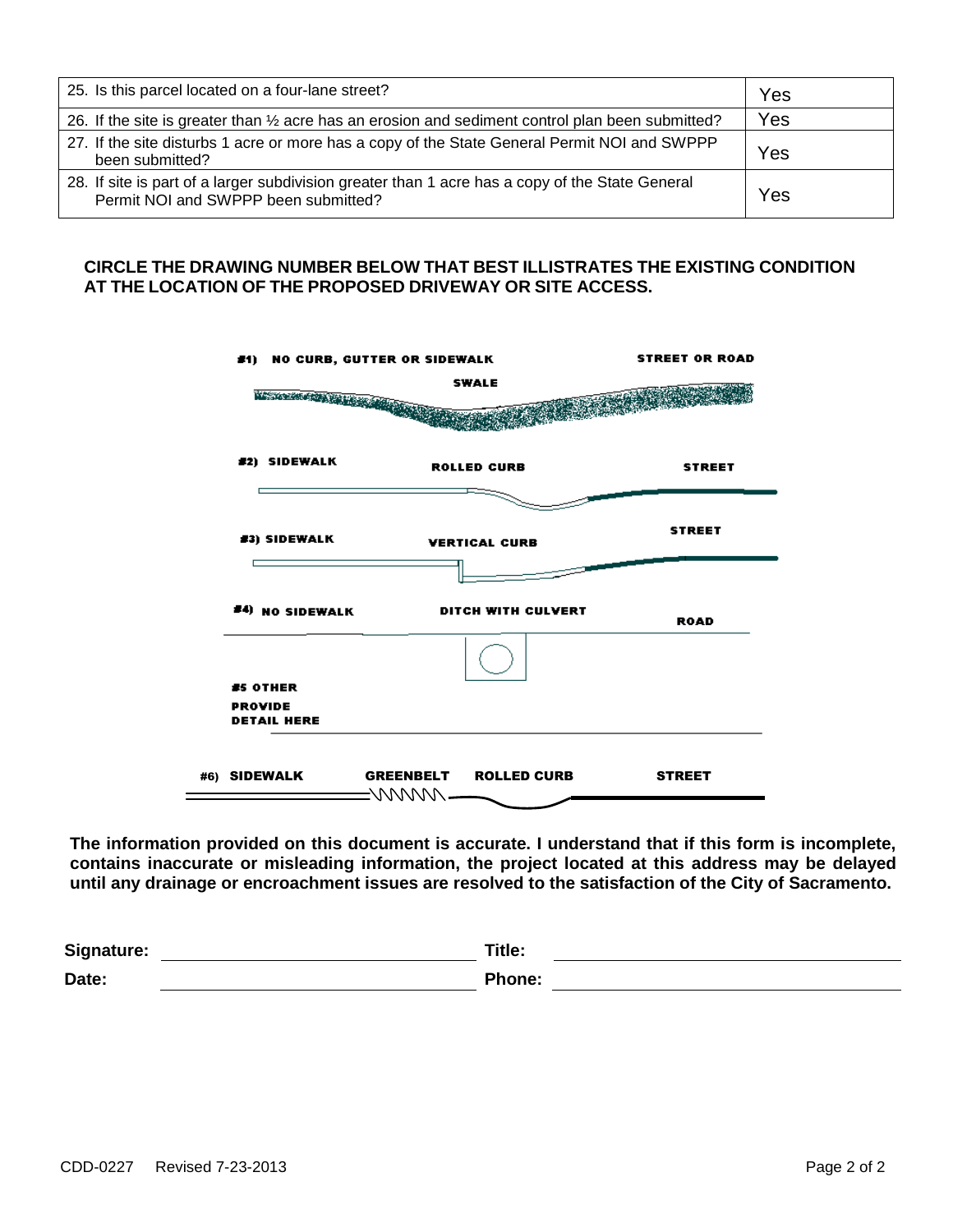| | |
|---|---|
| 25. Is this parcel located on a four-lane street? | Yes |
| 26. If the site is greater than ½ acre has an erosion and sediment control plan been submitted? | Yes |
| 27. If the site disturbs 1 acre or more has a copy of the State General Permit NOI and SWPPP been submitted? | Yes |
| 28. If site is part of a larger subdivision greater than 1 acre has a copy of the State General Permit NOI and SWPPP been submitted? | Yes |

**CIRCLE THE DRAWING NUMBER BELOW THAT BEST ILLISTRATES THE EXISTING CONDITION AT THE LOCATION OF THE PROPOSED DRIVEWAY OR SITE ACCESS.**

#1) NO CURB, GUTTER OR SIDEWALK
SWALE
STREET OR ROAD

#2) SIDEWALK
ROLLED CURB
STREET

#3) SIDEWALK
VERTICAL CURB
STREET

#4) NO SIDEWALK
DITCH WITH CULVERT
ROAD

#5 OTHER
PROVIDE DETAIL HERE

#6) SIDEWALK
GREENBELT
ROLLED CURB
STREET

**The information provided on this document is accurate. I understand that if this form is incomplete, contains inaccurate or misleading information, the project located at this address may be delayed until any drainage or encroachment issues are resolved to the satisfaction of the City of Sacramento.**

**Signature:** ______________________ **Title:** ______________________

**Date:** ______________________ **Phone:** ______________________

CDD-0227 Revised 7-23-2013